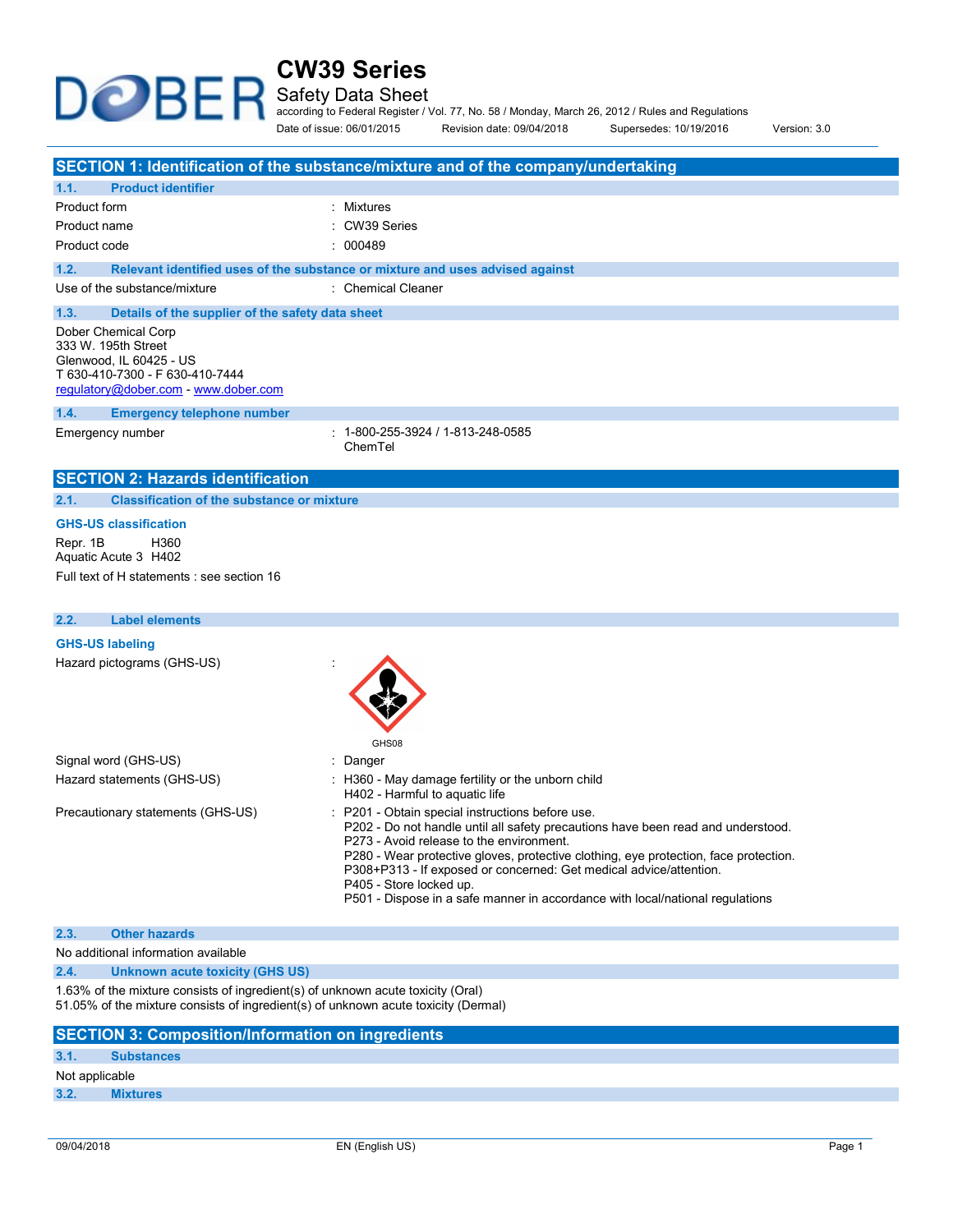# CW39 Series

Safety Data Sheet

according to Federal Register / Vol. 77, No. 58 / Monday, March 26, 2012 / Rules and Regulations

Date of issue: 06/01/2015 Revision date: 09/04/2018 Supersedes: 10/19/2016 Version: 3.0

## SECTION 1: Identification of the substance/mixture and of the company/undertaking

### 1.1. Product identifier

Product form : Mixtures

Product name : CW39 Series

Product code : 000489

### 1.2. Relevant identified uses of the substance or mixture and uses advised against

Use of the substance/mixture : Chemical Cleaner

### 1.3. Details of the supplier of the safety data sheet

Dober Chemical Corp
333 W. 195th Street
Glenwood, IL 60425 - US
T 630-410-7300 - F 630-410-7444
regulatory@dober.com - www.dober.com

### 1.4. Emergency telephone number

Emergency number : 1-800-255-3924 / 1-813-248-0585
ChemTel

## SECTION 2: Hazards identification

### 2.1. Classification of the substance or mixture

**GHS-US classification**

Repr. 1B H360
Aquatic Acute 3 H402

Full text of H statements : see section 16

### 2.2. Label elements

**GHS-US labeling**

Hazard pictograms (GHS-US) :

GHS08

Signal word (GHS-US) : Danger

Hazard statements (GHS-US) : H360 - May damage fertility or the unborn child
H402 - Harmful to aquatic life

Precautionary statements (GHS-US) : P201 - Obtain special instructions before use.
P202 - Do not handle until all safety precautions have been read and understood.
P273 - Avoid release to the environment.
P280 - Wear protective gloves, protective clothing, eye protection, face protection.
P308+P313 - If exposed or concerned: Get medical advice/attention.
P405 - Store locked up.
P501 - Dispose in a safe manner in accordance with local/national regulations

### 2.3. Other hazards

No additional information available

### 2.4. Unknown acute toxicity (GHS US)

1.63% of the mixture consists of ingredient(s) of unknown acute toxicity (Oral)
51.05% of the mixture consists of ingredient(s) of unknown acute toxicity (Dermal)

## SECTION 3: Composition/Information on ingredients

### 3.1. Substances

Not applicable

### 3.2. Mixtures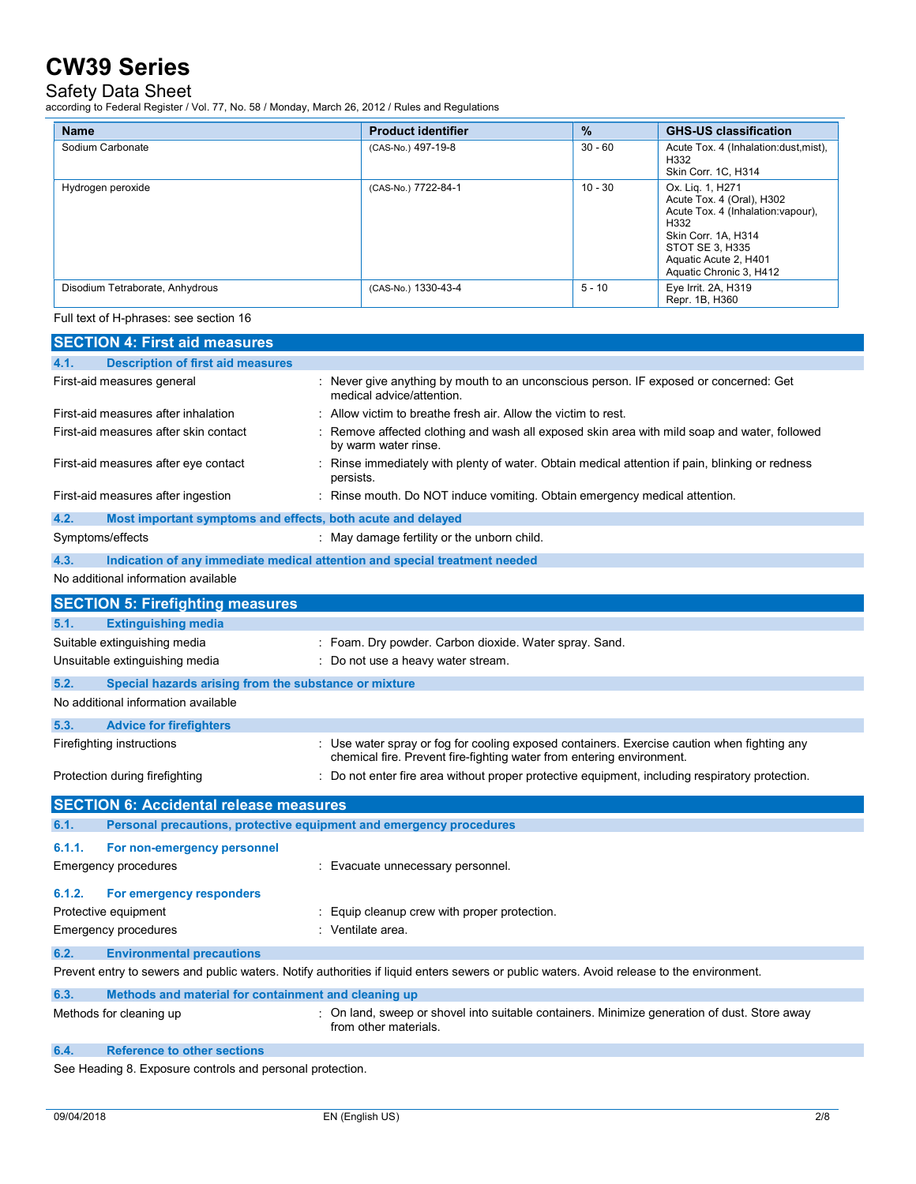| Name | Product identifier | % | GHS-US classification |
|---|---|---|---|
| Sodium Carbonate | (CAS-No.) 497-19-8 | 30 - 60 | Acute Tox. 4 (Inhalation:dust,mist), H332<br>Skin Corr. 1C, H314 |
| Hydrogen peroxide | (CAS-No.) 7722-84-1 | 10 - 30 | Ox. Liq. 1, H271<br>Acute Tox. 4 (Oral), H302<br>Acute Tox. 4 (Inhalation:vapour), H332<br>Skin Corr. 1A, H314<br>STOT SE 3, H335<br>Aquatic Acute 2, H401<br>Aquatic Chronic 3, H412 |
| Disodium Tetraborate, Anhydrous | (CAS-No.) 1330-43-4 | 5 - 10 | Eye Irrit. 2A, H319<br>Repr. 1B, H360 |

Full text of H-phrases: see section 16

## SECTION 4: First aid measures

### 4.1. Description of first aid measures

First-aid measures general : Never give anything by mouth to an unconscious person. IF exposed or concerned: Get medical advice/attention.

First-aid measures after inhalation : Allow victim to breathe fresh air. Allow the victim to rest.

First-aid measures after skin contact : Remove affected clothing and wash all exposed skin area with mild soap and water, followed by warm water rinse.

First-aid measures after eye contact : Rinse immediately with plenty of water. Obtain medical attention if pain, blinking or redness persists.

First-aid measures after ingestion : Rinse mouth. Do NOT induce vomiting. Obtain emergency medical attention.

### 4.2. Most important symptoms and effects, both acute and delayed

Symptoms/effects : May damage fertility or the unborn child.

### 4.3. Indication of any immediate medical attention and special treatment needed

No additional information available

## SECTION 5: Firefighting measures

### 5.1. Extinguishing media

Suitable extinguishing media : Foam. Dry powder. Carbon dioxide. Water spray. Sand.

Unsuitable extinguishing media : Do not use a heavy water stream.

### 5.2. Special hazards arising from the substance or mixture

No additional information available

### 5.3. Advice for firefighters

Firefighting instructions : Use water spray or fog for cooling exposed containers. Exercise caution when fighting any chemical fire. Prevent fire-fighting water from entering environment.

Protection during firefighting : Do not enter fire area without proper protective equipment, including respiratory protection.

## SECTION 6: Accidental release measures

### 6.1. Personal precautions, protective equipment and emergency procedures

#### 6.1.1. For non-emergency personnel

Emergency procedures : Evacuate unnecessary personnel.

#### 6.1.2. For emergency responders

Protective equipment : Equip cleanup crew with proper protection.

Emergency procedures : Ventilate area.

### 6.2. Environmental precautions

Prevent entry to sewers and public waters. Notify authorities if liquid enters sewers or public waters. Avoid release to the environment.

### 6.3. Methods and material for containment and cleaning up

Methods for cleaning up : On land, sweep or shovel into suitable containers. Minimize generation of dust. Store away from other materials.

### 6.4. Reference to other sections

See Heading 8. Exposure controls and personal protection.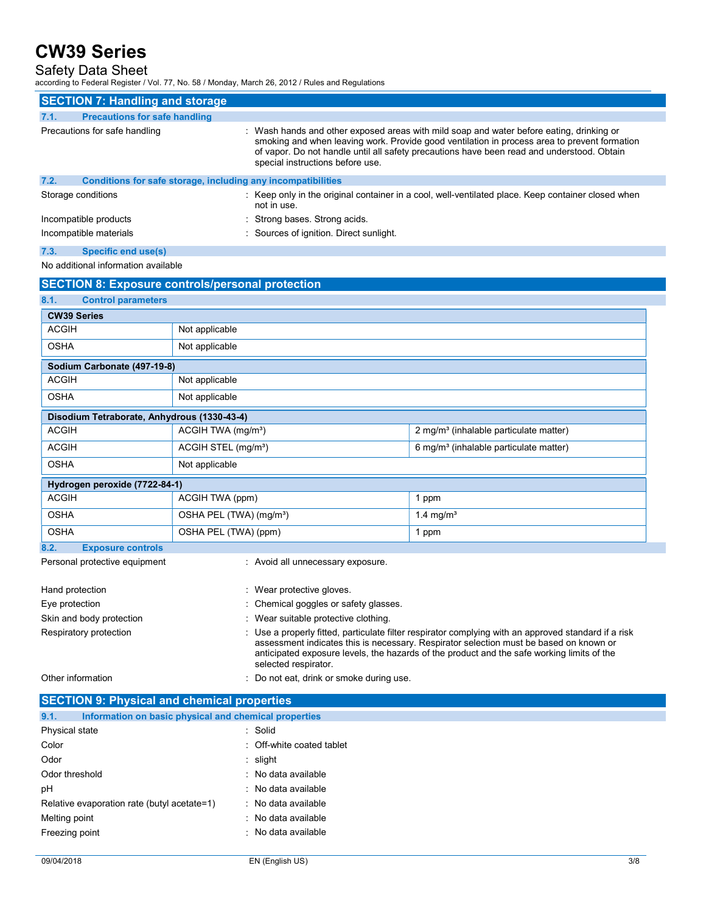## SECTION 7: Handling and storage

### 7.1. Precautions for safe handling

Precautions for safe handling : Wash hands and other exposed areas with mild soap and water before eating, drinking or smoking and when leaving work. Provide good ventilation in process area to prevent formation of vapor. Do not handle until all safety precautions have been read and understood. Obtain special instructions before use.

### 7.2. Conditions for safe storage, including any incompatibilities

Storage conditions : Keep only in the original container in a cool, well-ventilated place. Keep container closed when not in use.

Incompatible products : Strong bases. Strong acids.

Incompatible materials : Sources of ignition. Direct sunlight.

### 7.3. Specific end use(s)

No additional information available

## SECTION 8: Exposure controls/personal protection

### 8.1. Control parameters

| **CW39 Series** | | |
|---|---|---|
| ACGIH | Not applicable | |
| OSHA | Not applicable | |
| **Sodium Carbonate (497-19-8)** | | |
| ACGIH | Not applicable | |
| OSHA | Not applicable | |
| **Disodium Tetraborate, Anhydrous (1330-43-4)** | | |
| ACGIH | ACGIH TWA (mg/m³) | 2 mg/m³ (inhalable particulate matter) |
| ACGIH | ACGIH STEL (mg/m³) | 6 mg/m³ (inhalable particulate matter) |
| OSHA | Not applicable | |
| **Hydrogen peroxide (7722-84-1)** | | |
| ACGIH | ACGIH TWA (ppm) | 1 ppm |
| OSHA | OSHA PEL (TWA) (mg/m³) | 1.4 mg/m³ |
| OSHA | OSHA PEL (TWA) (ppm) | 1 ppm |

### 8.2. Exposure controls

Personal protective equipment : Avoid all unnecessary exposure.

Hand protection : Wear protective gloves.

Eye protection : Chemical goggles or safety glasses.

Skin and body protection : Wear suitable protective clothing.

Respiratory protection : Use a properly fitted, particulate filter respirator complying with an approved standard if a risk assessment indicates this is necessary. Respirator selection must be based on known or anticipated exposure levels, the hazards of the product and the safe working limits of the selected respirator.

Other information : Do not eat, drink or smoke during use.

## SECTION 9: Physical and chemical properties

### 9.1. Information on basic physical and chemical properties

Physical state : Solid

Color : Off-white coated tablet

Odor : slight

Odor threshold : No data available

pH : No data available

Relative evaporation rate (butyl acetate=1) : No data available

Melting point : No data available

Freezing point : No data available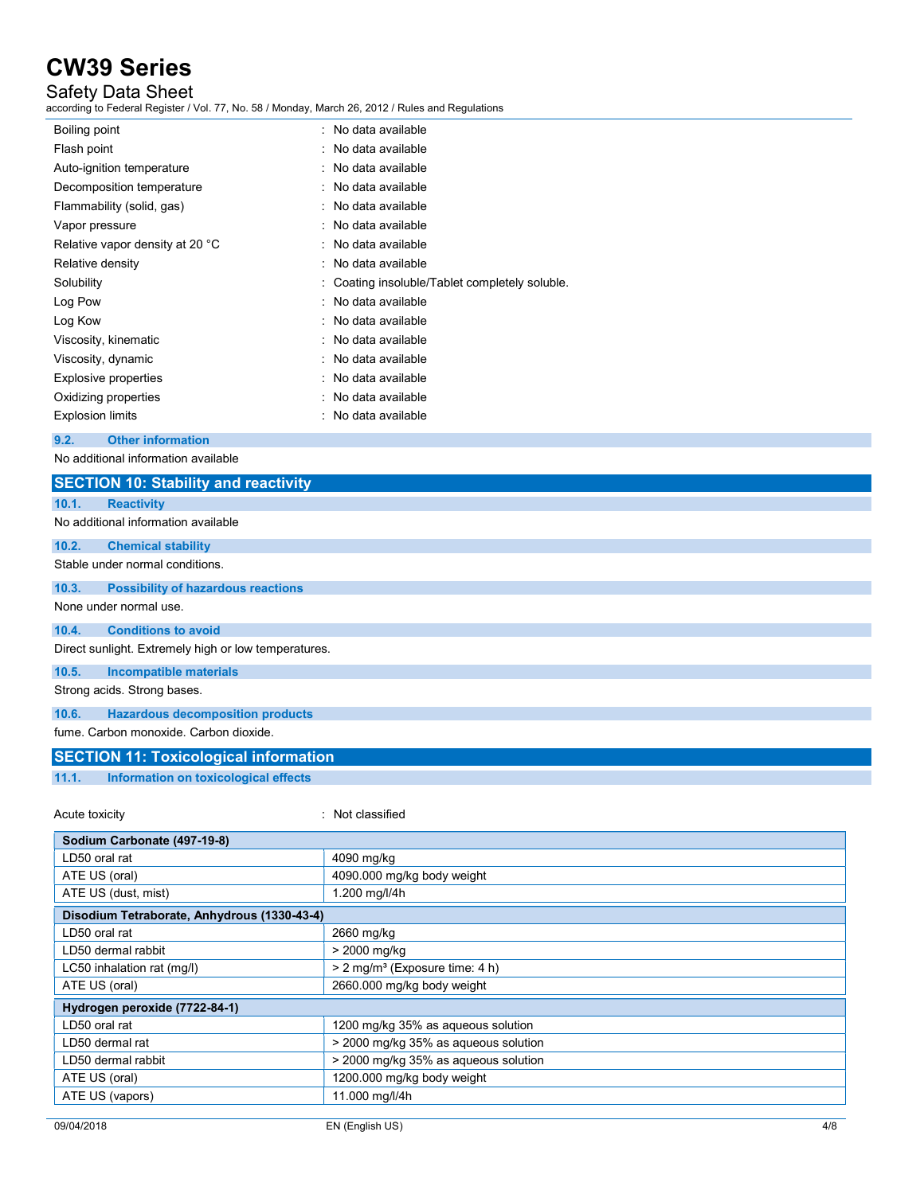| | |
|---|---|
| Boiling point | : No data available |
| Flash point | : No data available |
| Auto-ignition temperature | : No data available |
| Decomposition temperature | : No data available |
| Flammability (solid, gas) | : No data available |
| Vapor pressure | : No data available |
| Relative vapor density at 20 °C | : No data available |
| Relative density | : No data available |
| Solubility | : Coating insoluble/Tablet completely soluble. |
| Log Pow | : No data available |
| Log Kow | : No data available |
| Viscosity, kinematic | : No data available |
| Viscosity, dynamic | : No data available |
| Explosive properties | : No data available |
| Oxidizing properties | : No data available |
| Explosion limits | : No data available |

### 9.2. Other information

No additional information available

## SECTION 10: Stability and reactivity

### 10.1. Reactivity

No additional information available

### 10.2. Chemical stability

Stable under normal conditions.

### 10.3. Possibility of hazardous reactions

None under normal use.

### 10.4. Conditions to avoid

Direct sunlight. Extremely high or low temperatures.

### 10.5. Incompatible materials

Strong acids. Strong bases.

### 10.6. Hazardous decomposition products

fume. Carbon monoxide. Carbon dioxide.

## SECTION 11: Toxicological information

### 11.1. Information on toxicological effects

Acute toxicity : Not classified

| Sodium Carbonate (497-19-8) | |
|---|---|
| LD50 oral rat | 4090 mg/kg |
| ATE US (oral) | 4090.000 mg/kg body weight |
| ATE US (dust, mist) | 1.200 mg/l/4h |

| Disodium Tetraborate, Anhydrous (1330-43-4) | |
|---|---|
| LD50 oral rat | 2660 mg/kg |
| LD50 dermal rabbit | > 2000 mg/kg |
| LC50 inhalation rat (mg/l) | > 2 mg/m³ (Exposure time: 4 h) |
| ATE US (oral) | 2660.000 mg/kg body weight |

| Hydrogen peroxide (7722-84-1) | |
|---|---|
| LD50 oral rat | 1200 mg/kg 35% as aqueous solution |
| LD50 dermal rat | > 2000 mg/kg 35% as aqueous solution |
| LD50 dermal rabbit | > 2000 mg/kg 35% as aqueous solution |
| ATE US (oral) | 1200.000 mg/kg body weight |
| ATE US (vapors) | 11.000 mg/l/4h |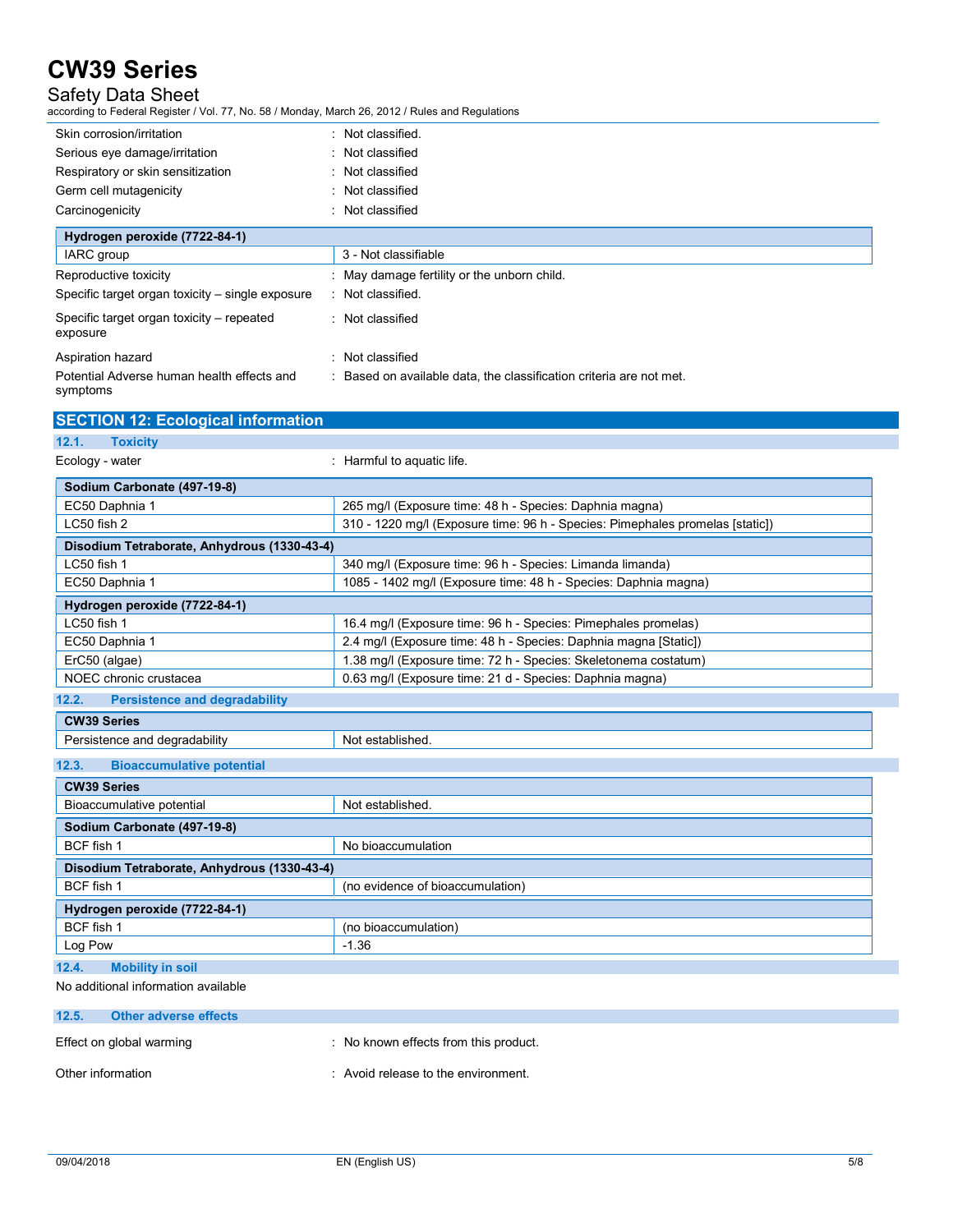Skin corrosion/irritation : Not classified.

Serious eye damage/irritation : Not classified

Respiratory or skin sensitization : Not classified

Germ cell mutagenicity : Not classified

Carcinogenicity : Not classified

| Hydrogen peroxide (7722-84-1) | |
|---|---|
| IARC group | 3 - Not classifiable |

Reproductive toxicity : May damage fertility or the unborn child.

Specific target organ toxicity – single exposure : Not classified.

Specific target organ toxicity – repeated exposure : Not classified

Aspiration hazard : Not classified

Potential Adverse human health effects and symptoms : Based on available data, the classification criteria are not met.

## SECTION 12: Ecological information

### 12.1. Toxicity

Ecology - water : Harmful to aquatic life.

| Sodium Carbonate (497-19-8) | |
|---|---|
| EC50 Daphnia 1 | 265 mg/l (Exposure time: 48 h - Species: Daphnia magna) |
| LC50 fish 2 | 310 - 1220 mg/l (Exposure time: 96 h - Species: Pimephales promelas [static]) |

| Disodium Tetraborate, Anhydrous (1330-43-4) | |
|---|---|
| LC50 fish 1 | 340 mg/l (Exposure time: 96 h - Species: Limanda limanda) |
| EC50 Daphnia 1 | 1085 - 1402 mg/l (Exposure time: 48 h - Species: Daphnia magna) |

| Hydrogen peroxide (7722-84-1) | |
|---|---|
| LC50 fish 1 | 16.4 mg/l (Exposure time: 96 h - Species: Pimephales promelas) |
| EC50 Daphnia 1 | 2.4 mg/l (Exposure time: 48 h - Species: Daphnia magna [Static]) |
| ErC50 (algae) | 1.38 mg/l (Exposure time: 72 h - Species: Skeletonema costatum) |
| NOEC chronic crustacea | 0.63 mg/l (Exposure time: 21 d - Species: Daphnia magna) |

### 12.2. Persistence and degradability

| CW39 Series | |
|---|---|
| Persistence and degradability | Not established. |

### 12.3. Bioaccumulative potential

| CW39 Series | |
|---|---|
| Bioaccumulative potential | Not established. |

| Sodium Carbonate (497-19-8) | |
|---|---|
| BCF fish 1 | No bioaccumulation |

| Disodium Tetraborate, Anhydrous (1330-43-4) | |
|---|---|
| BCF fish 1 | (no evidence of bioaccumulation) |

| Hydrogen peroxide (7722-84-1) | |
|---|---|
| BCF fish 1 | (no bioaccumulation) |
| Log Pow | -1.36 |

### 12.4. Mobility in soil

No additional information available

### 12.5. Other adverse effects

Effect on global warming : No known effects from this product.

Other information : Avoid release to the environment.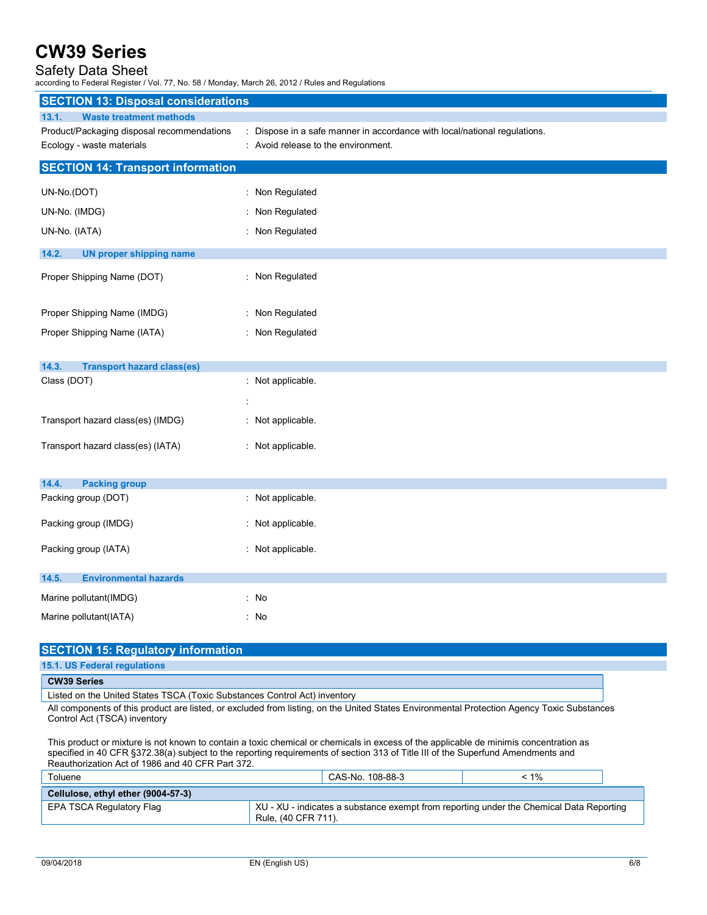## SECTION 13: Disposal considerations

### 13.1. Waste treatment methods

Product/Packaging disposal recommendations : Dispose in a safe manner in accordance with local/national regulations.

Ecology - waste materials : Avoid release to the environment.

## SECTION 14: Transport information

UN-No.(DOT) : Non Regulated

UN-No. (IMDG) : Non Regulated

UN-No. (IATA) : Non Regulated

### 14.2. UN proper shipping name

Proper Shipping Name (DOT) : Non Regulated

Proper Shipping Name (IMDG) : Non Regulated

Proper Shipping Name (IATA) : Non Regulated

### 14.3. Transport hazard class(es)

Class (DOT) : Not applicable.

:

Transport hazard class(es) (IMDG) : Not applicable.

Transport hazard class(es) (IATA) : Not applicable.

### 14.4. Packing group

Packing group (DOT) : Not applicable.

Packing group (IMDG) : Not applicable.

Packing group (IATA) : Not applicable.

### 14.5. Environmental hazards

Marine pollutant(IMDG) : No

Marine pollutant(IATA) : No

## SECTION 15: Regulatory information

### 15.1. US Federal regulations

| CW39 Series |
|---|
| Listed on the United States TSCA (Toxic Substances Control Act) inventory |

All components of this product are listed, or excluded from listing, on the United States Environmental Protection Agency Toxic Substances Control Act (TSCA) inventory

This product or mixture is not known to contain a toxic chemical or chemicals in excess of the applicable de minimis concentration as specified in 40 CFR §372.38(a) subject to the reporting requirements of section 313 of Title III of the Superfund Amendments and Reauthorization Act of 1986 and 40 CFR Part 372.

| Toluene | CAS-No. 108-88-3 | < 1% |
|---|---|---|

| Cellulose, ethyl ether (9004-57-3) | |
|---|---|
| EPA TSCA Regulatory Flag | XU - XU - indicates a substance exempt from reporting under the Chemical Data Reporting Rule, (40 CFR 711). |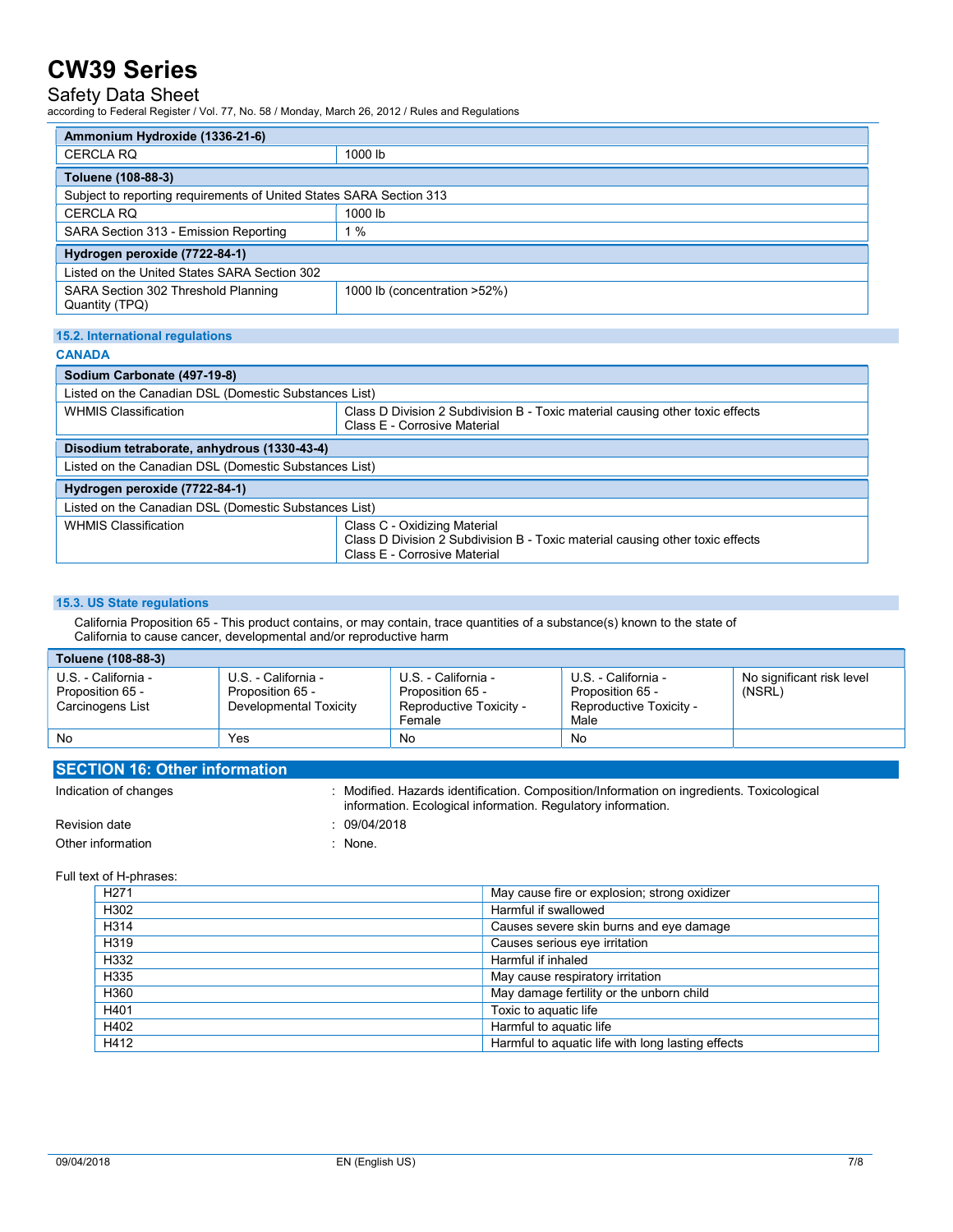| Ammonium Hydroxide (1336-21-6) | |
|---|---|
| CERCLA RQ | 1000 lb |

| Toluene (108-88-3) | |
|---|---|
| Subject to reporting requirements of United States SARA Section 313 | |
| CERCLA RQ | 1000 lb |
| SARA Section 313 - Emission Reporting | 1 % |

| Hydrogen peroxide (7722-84-1) | |
|---|---|
| Listed on the United States SARA Section 302 | |
| SARA Section 302 Threshold Planning Quantity (TPQ) | 1000 lb (concentration >52%) |

### 15.2. International regulations

**CANADA**

| Sodium Carbonate (497-19-8) | |
|---|---|
| Listed on the Canadian DSL (Domestic Substances List) | |
| WHMIS Classification | Class D Division 2 Subdivision B - Toxic material causing other toxic effects<br>Class E - Corrosive Material |

| Disodium tetraborate, anhydrous (1330-43-4) |
|---|
| Listed on the Canadian DSL (Domestic Substances List) |

| Hydrogen peroxide (7722-84-1) | |
|---|---|
| Listed on the Canadian DSL (Domestic Substances List) | |
| WHMIS Classification | Class C - Oxidizing Material<br>Class D Division 2 Subdivision B - Toxic material causing other toxic effects<br>Class E - Corrosive Material |

### 15.3. US State regulations

California Proposition 65 - This product contains, or may contain, trace quantities of a substance(s) known to the state of California to cause cancer, developmental and/or reproductive harm

| Toluene (108-88-3) | | | | |
|---|---|---|---|---|
| U.S. - California - Proposition 65 - Carcinogens List | U.S. - California - Proposition 65 - Developmental Toxicity | U.S. - California - Proposition 65 - Reproductive Toxicity - Female | U.S. - California - Proposition 65 - Reproductive Toxicity - Male | No significant risk level (NSRL) |
| No | Yes | No | No | |

## SECTION 16: Other information

Indication of changes : Modified. Hazards identification. Composition/Information on ingredients. Toxicological information. Ecological information. Regulatory information.

Revision date : 09/04/2018

Other information : None.

Full text of H-phrases:

| | |
|---|---|
| H271 | May cause fire or explosion; strong oxidizer |
| H302 | Harmful if swallowed |
| H314 | Causes severe skin burns and eye damage |
| H319 | Causes serious eye irritation |
| H332 | Harmful if inhaled |
| H335 | May cause respiratory irritation |
| H360 | May damage fertility or the unborn child |
| H401 | Toxic to aquatic life |
| H402 | Harmful to aquatic life |
| H412 | Harmful to aquatic life with long lasting effects |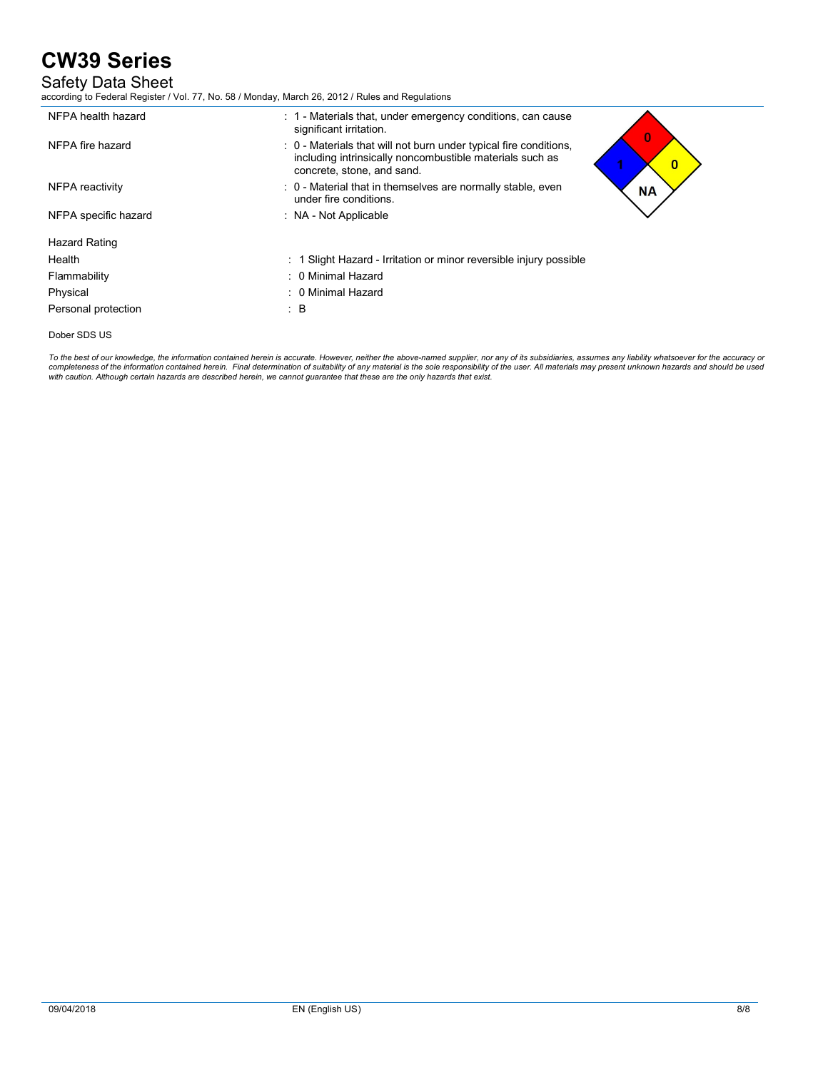| | | |
|---|---|---|
| NFPA health hazard | : | 1 - Materials that, under emergency conditions, can cause significant irritation. |
| NFPA fire hazard | : | 0 - Materials that will not burn under typical fire conditions, including intrinsically noncombustible materials such as concrete, stone, and sand. |
| NFPA reactivity | : | 0 - Material that in themselves are normally stable, even under fire conditions. |
| NFPA specific hazard | : | NA - Not Applicable |

0
1
0
NA

Hazard Rating

| | | |
|---|---|---|
| Health | : | 1 Slight Hazard - Irritation or minor reversible injury possible |
| Flammability | : | 0 Minimal Hazard |
| Physical | : | 0 Minimal Hazard |
| Personal protection | : | B |

Dober SDS US

*To the best of our knowledge, the information contained herein is accurate. However, neither the above-named supplier, nor any of its subsidiaries, assumes any liability whatsoever for the accuracy or completeness of the information contained herein. Final determination of suitability of any material is the sole responsibility of the user. All materials may present unknown hazards and should be used with caution. Although certain hazards are described herein, we cannot guarantee that these are the only hazards that exist.*